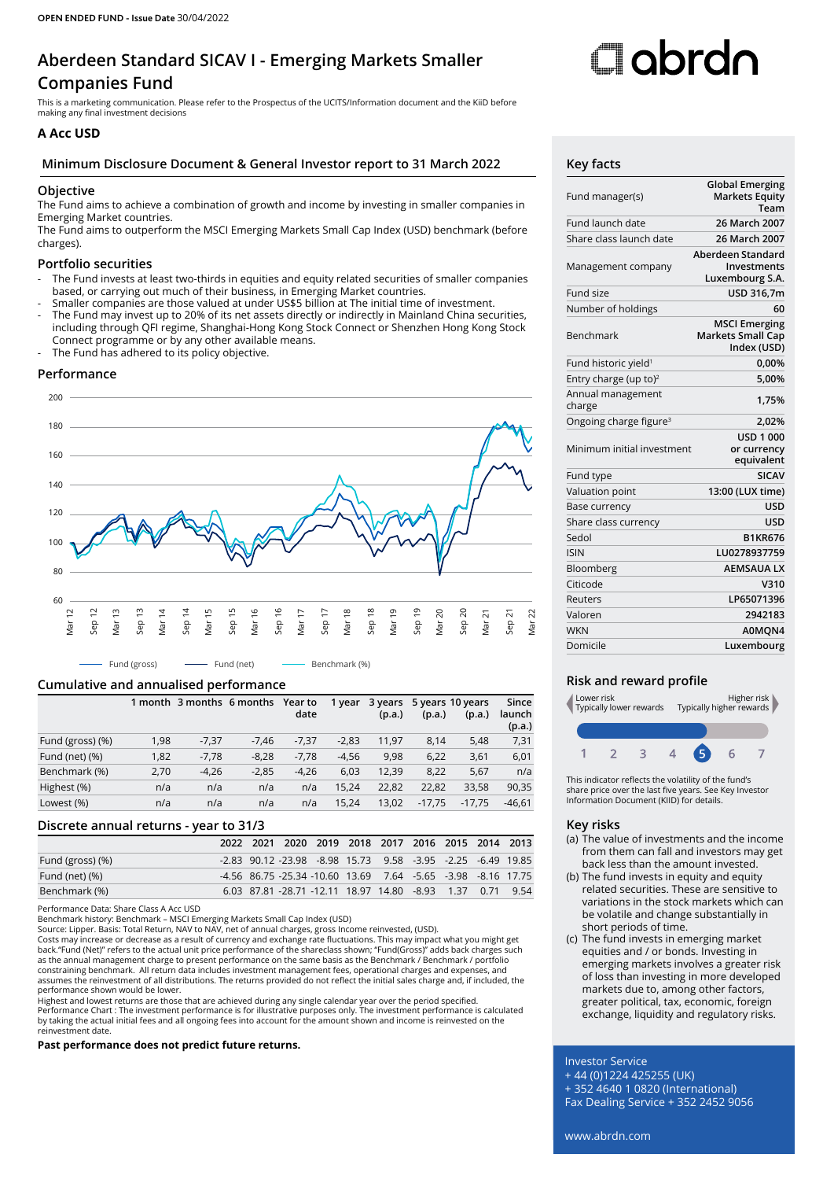OPEN ENDED FUND - **Issue Date** 30/04/2022

# Aberdeen Standard SICAV I - Emerging Markets Smaller Companies Fund

This is a marketing communication. Please refer to the Prospectus of the UCITS/Information document and the KiiD before making any final investment decisions

### A Acc USD

## Minimum Disclosure Document & General Investor report to 31 March 2022

### Objective

The Fund aims to achieve a combination of growth and income by investing in smaller companies in Emerging Market countries.
The Fund aims to outperform the MSCI Emerging Markets Small Cap Index (USD) benchmark (before charges).

### Portfolio securities

- The Fund invests at least two-thirds in equities and equity related securities of smaller companies based, or carrying out much of their business, in Emerging Market countries.
- Smaller companies are those valued at under US$5 billion at The initial time of investment.
- The Fund may invest up to 20% of its net assets directly or indirectly in Mainland China securities, including through QFI regime, Shanghai-Hong Kong Stock Connect or Shenzhen Hong Kong Stock Connect programme or by any other available means.
- The Fund has adhered to its policy objective.

### Performance

Fund (gross) — Fund (net) — Benchmark (%)

### Cumulative and annualised performance

| | 1 month | 3 months | 6 months | Year to date | 1 year | 3 years (p.a.) | 5 years (p.a.) | 10 years (p.a.) | Since launch (p.a.) |
|---|---|---|---|---|---|---|---|---|---|
| Fund (gross) (%) | 1,98 | -7,37 | -7,46 | -7,37 | -2,83 | 11,97 | 8,14 | 5,48 | 7,31 |
| Fund (net) (%) | 1,82 | -7,78 | -8,28 | -7,78 | -4,56 | 9,98 | 6,22 | 3,61 | 6,01 |
| Benchmark (%) | 2,70 | -4,26 | -2,85 | -4,26 | 6,03 | 12,39 | 8,22 | 5,67 | n/a |
| Highest (%) | n/a | n/a | n/a | n/a | 15,24 | 22,82 | 22,82 | 33,58 | 90,35 |
| Lowest (%) | n/a | n/a | n/a | n/a | 15,24 | 13,02 | -17,75 | -17,75 | -46,61 |

### Discrete annual returns - year to 31/3

| | 2022 | 2021 | 2020 | 2019 | 2018 | 2017 | 2016 | 2015 | 2014 | 2013 |
|---|---|---|---|---|---|---|---|---|---|---|
| Fund (gross) (%) | -2.83 | 90.12 | -23.98 | -8.98 | 15.73 | 9.58 | -3.95 | -2.25 | -6.49 | 19.85 |
| Fund (net) (%) | -4.56 | 86.75 | -25.34 | -10.60 | 13.69 | 7.64 | -5.65 | -3.98 | -8.16 | 17.75 |
| Benchmark (%) | 6.03 | 87.81 | -28.71 | -12.11 | 18.97 | 14.80 | -8.93 | 1.37 | 0.71 | 9.54 |

Performance Data: Share Class A Acc USD
Benchmark history: Benchmark – MSCI Emerging Markets Small Cap Index (USD)
Source: Lipper. Basis: Total Return, NAV to NAV, net of annual charges, gross income reinvested, (USD).
Costs may increase or decrease as a result of currency and exchange rate fluctuations. This may impact what you might get back."Fund (Net)" refers to the actual unit price performance of the shareclass shown; "Fund(Gross)" adds back charges such as the annual management charge to present performance on the same basis as the Benchmark / Benchmark / portfolio constraining benchmark. All return data includes investment management fees, operational charges and expenses, and assumes the reinvestment of all distributions. The returns provided do not reflect the initial sales charge and, if included, the performance shown would be lower.
Highest and lowest returns are those that are achieved during any single calendar year over the period specified.
Performance Chart : The investment performance is for illustrative purposes only. The investment performance is calculated by taking the actual initial fees and all ongoing fees into account for the amount shown and income is reinvested on the reinvestment date.

**Past performance does not predict future returns.**

## Key facts

| | |
|---|---|
| Fund manager(s) | Global Emerging Markets Equity Team |
| Fund launch date | 26 March 2007 |
| Share class launch date | 26 March 2007 |
| Management company | Aberdeen Standard Investments Luxembourg S.A. |
| Fund size | USD 316,7m |
| Number of holdings | 60 |
| Benchmark | MSCI Emerging Markets Small Cap Index (USD) |
| Fund historic yield[1] | 0,00% |
| Entry charge (up to)[2] | 5,00% |
| Annual management charge | 1,75% |
| Ongoing charge figure[3] | 2,02% |
| Minimum initial investment | USD 1 000 or currency equivalent |
| Fund type | SICAV |
| Valuation point | 13:00 (LUX time) |
| Base currency | USD |
| Share class currency | USD |
| Sedol | B1KR676 |
| ISIN | LU0278937759 |
| Bloomberg | AEMSAUA LX |
| Citicode | V310 |
| Reuters | LP65071396 |
| Valoren | 2942183 |
| WKN | A0MQN4 |
| Domicile | Luxembourg |

## Risk and reward profile

Lower risk — Typically lower rewards | Higher risk — Typically higher rewards

1 2 3 4 **5** 6 7

This indicator reflects the volatility of the fund's share price over the last five years. See Key Investor Information Document (KIID) for details.

## Key risks

(a) The value of investments and the income from them can fall and investors may get back less than the amount invested.
(b) The fund invests in equity and equity related securities. These are sensitive to variations in the stock markets which can be volatile and change substantially in short periods of time.
(c) The fund invests in emerging market equities and / or bonds. Investing in emerging markets involves a greater risk of loss than investing in more developed markets due to, among other factors, greater political, tax, economic, foreign exchange, liquidity and regulatory risks.

Investor Service
+ 44 (0)1224 425255 (UK)
+ 352 4640 1 0820 (International)
Fax Dealing Service + 352 2452 9056

www.abrdn.com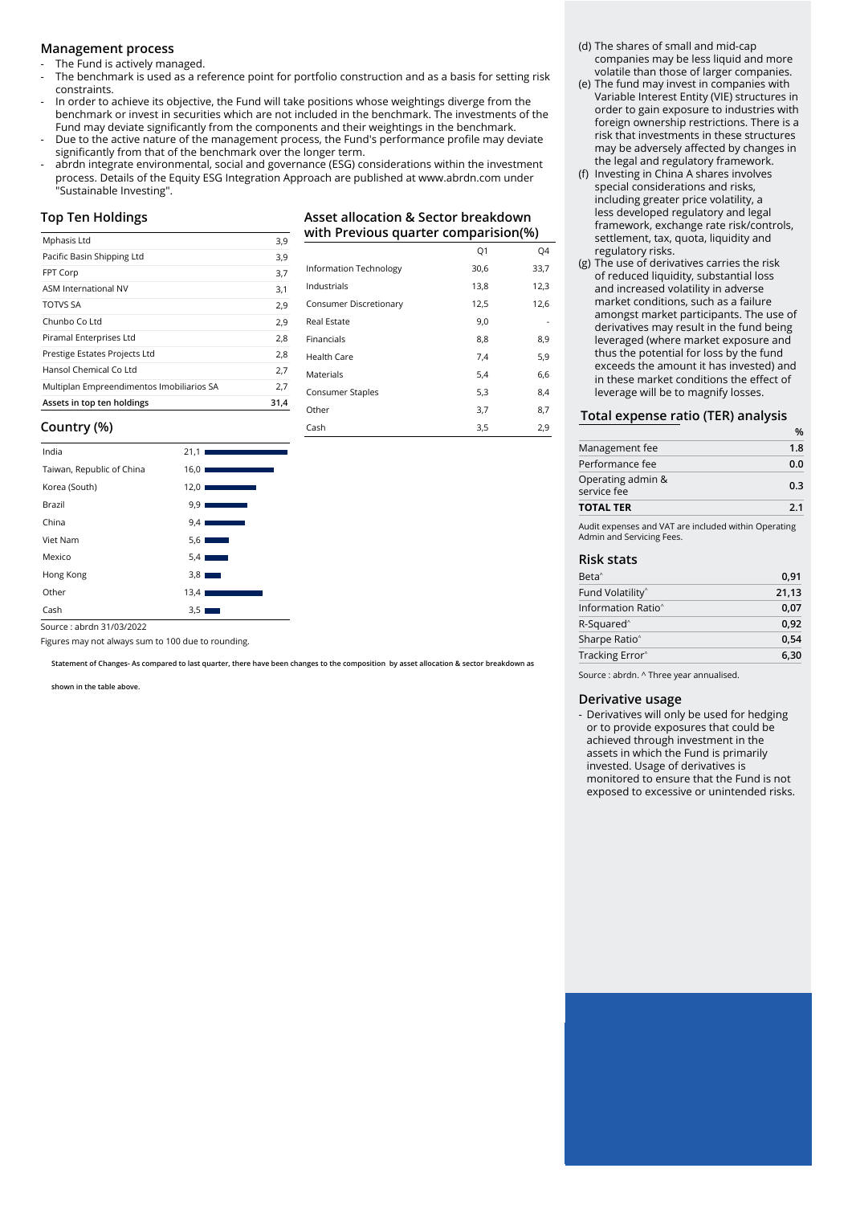## Management process

- The Fund is actively managed.
- The benchmark is used as a reference point for portfolio construction and as a basis for setting risk constraints.
- In order to achieve its objective, the Fund will take positions whose weightings diverge from the benchmark or invest in securities which are not included in the benchmark. The investments of the Fund may deviate significantly from the components and their weightings in the benchmark.
- Due to the active nature of the management process, the Fund's performance profile may deviate significantly from that of the benchmark over the longer term.
- abrdn integrate environmental, social and governance (ESG) considerations within the investment process. Details of the Equity ESG Integration Approach are published at www.abrdn.com under "Sustainable Investing".

## Top Ten Holdings

| | |
|---|---|
| Mphasis Ltd | 3,9 |
| Pacific Basin Shipping Ltd | 3,9 |
| FPT Corp | 3,7 |
| ASM International NV | 3,1 |
| TOTVS SA | 2,9 |
| Chunbo Co Ltd | 2,9 |
| Piramal Enterprises Ltd | 2,8 |
| Prestige Estates Projects Ltd | 2,8 |
| Hansol Chemical Co Ltd | 2,7 |
| Multiplan Empreendimentos Imobiliarios SA | 2,7 |
| **Assets in top ten holdings** | **31,4** |

## Asset allocation & Sector breakdown with Previous quarter comparision(%)

| | Q1 | Q4 |
|---|---|---|
| Information Technology | 30,6 | 33,7 |
| Industrials | 13,8 | 12,3 |
| Consumer Discretionary | 12,5 | 12,6 |
| Real Estate | 9,0 | - |
| Financials | 8,8 | 8,9 |
| Health Care | 7,4 | 5,9 |
| Materials | 5,4 | 6,6 |
| Consumer Staples | 5,3 | 8,4 |
| Other | 3,7 | 8,7 |
| Cash | 3,5 | 2,9 |

## Country (%)

| | |
|---|---|
| India | 21,1 |
| Taiwan, Republic of China | 16,0 |
| Korea (South) | 12,0 |
| Brazil | 9,9 |
| China | 9,4 |
| Viet Nam | 5,6 |
| Mexico | 5,4 |
| Hong Kong | 3,8 |
| Other | 13,4 |
| Cash | 3,5 |

Source : abrdn 31/03/2022

Figures may not always sum to 100 due to rounding.

**Statement of Changes- As compared to last quarter, there have been changes to the composition by asset allocation & sector breakdown as shown in the table above.**

(d) The shares of small and mid-cap companies may be less liquid and more volatile than those of larger companies.

(e) The fund may invest in companies with Variable Interest Entity (VIE) structures in order to gain exposure to industries with foreign ownership restrictions. There is a risk that investments in these structures may be adversely affected by changes in the legal and regulatory framework.

(f) Investing in China A shares involves special considerations and risks, including greater price volatility, a less developed regulatory and legal framework, exchange rate risk/controls, settlement, tax, quota, liquidity and regulatory risks.

(g) The use of derivatives carries the risk of reduced liquidity, substantial loss and increased volatility in adverse market conditions, such as a failure amongst market participants. The use of derivatives may result in the fund being leveraged (where market exposure and thus the potential for loss by the fund exceeds the amount it has invested) and in these market conditions the effect of leverage will be to magnify losses.

## Total expense ratio (TER) analysis

| | % |
|---|---|
| Management fee | 1.8 |
| Performance fee | 0.0 |
| Operating admin & service fee | 0.3 |
| **TOTAL TER** | **2.1** |

Audit expenses and VAT are included within Operating Admin and Servicing Fees.

## Risk stats

| | |
|---|---|
| Beta^ | 0,91 |
| Fund Volatility^ | 21,13 |
| Information Ratio^ | 0,07 |
| R-Squared^ | 0,92 |
| Sharpe Ratio^ | 0,54 |
| Tracking Error^ | 6,30 |

Source : abrdn. ^ Three year annualised.

## Derivative usage

- Derivatives will only be used for hedging or to provide exposures that could be achieved through investment in the assets in which the Fund is primarily invested. Usage of derivatives is monitored to ensure that the Fund is not exposed to excessive or unintended risks.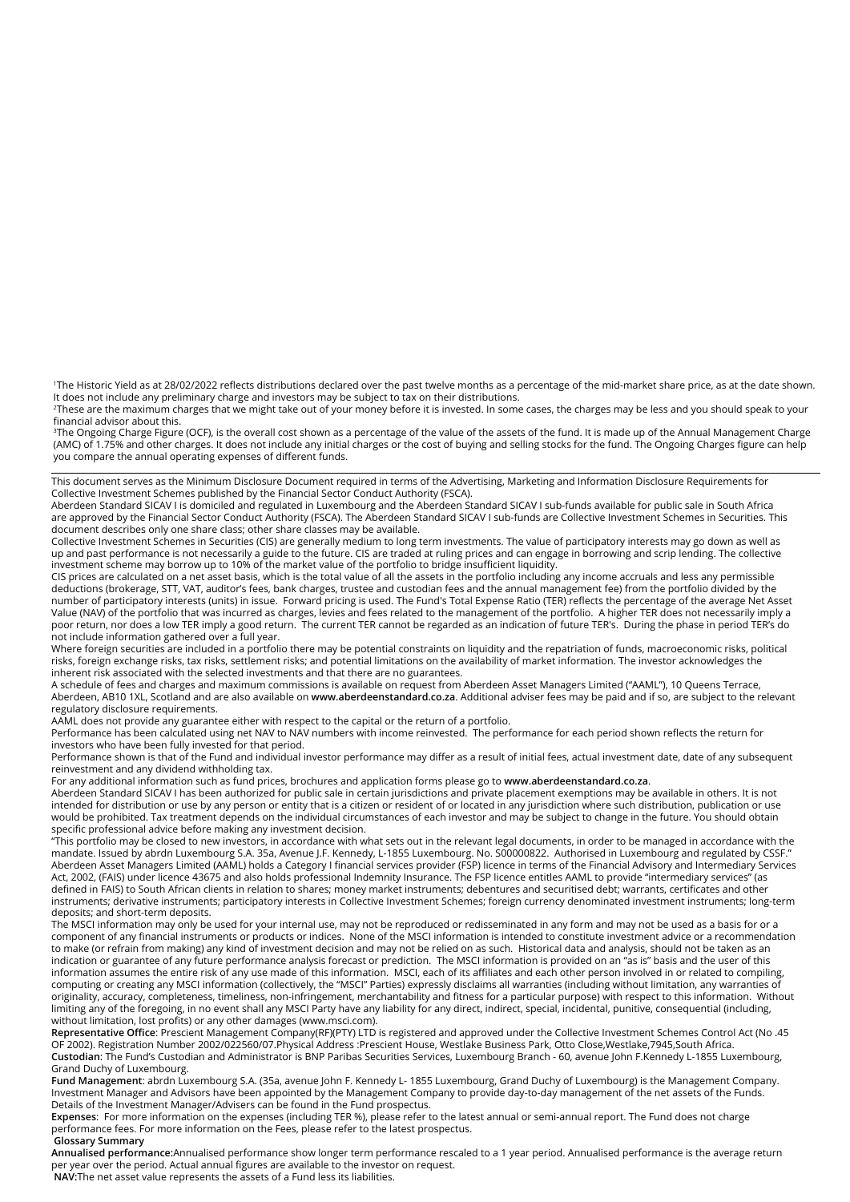[1]The Historic Yield as at 28/02/2022 reflects distributions declared over the past twelve months as a percentage of the mid-market share price, as at the date shown. It does not include any preliminary charge and investors may be subject to tax on their distributions.
[2]These are the maximum charges that we might take out of your money before it is invested. In some cases, the charges may be less and you should speak to your financial advisor about this.
[3]The Ongoing Charge Figure (OCF), is the overall cost shown as a percentage of the value of the assets of the fund. It is made up of the Annual Management Charge (AMC) of 1.75% and other charges. It does not include any initial charges or the cost of buying and selling stocks for the fund. The Ongoing Charges figure can help you compare the annual operating expenses of different funds.

---

This document serves as the Minimum Disclosure Document required in terms of the Advertising, Marketing and Information Disclosure Requirements for Collective Investment Schemes published by the Financial Sector Conduct Authority (FSCA).
Aberdeen Standard SICAV I is domiciled and regulated in Luxembourg and the Aberdeen Standard SICAV I sub-funds available for public sale in South Africa are approved by the Financial Sector Conduct Authority (FSCA). The Aberdeen Standard SICAV I sub-funds are Collective Investment Schemes in Securities. This document describes only one share class; other share classes may be available.
Collective Investment Schemes in Securities (CIS) are generally medium to long term investments. The value of participatory interests may go down as well as up and past performance is not necessarily a guide to the future. CIS are traded at ruling prices and can engage in borrowing and scrip lending. The collective investment scheme may borrow up to 10% of the market value of the portfolio to bridge insufficient liquidity.
CIS prices are calculated on a net asset basis, which is the total value of all the assets in the portfolio including any income accruals and less any permissible deductions (brokerage, STT, VAT, auditor's fees, bank charges, trustee and custodian fees and the annual management fee) from the portfolio divided by the number of participatory interests (units) in issue. Forward pricing is used. The Fund's Total Expense Ratio (TER) reflects the percentage of the average Net Asset Value (NAV) of the portfolio that was incurred as charges, levies and fees related to the management of the portfolio. A higher TER does not necessarily imply a poor return, nor does a low TER imply a good return. The current TER cannot be regarded as an indication of future TER's. During the phase in period TER's do not include information gathered over a full year.
Where foreign securities are included in a portfolio there may be potential constraints on liquidity and the repatriation of funds, macroeconomic risks, political risks, foreign exchange risks, tax risks, settlement risks; and potential limitations on the availability of market information. The investor acknowledges the inherent risk associated with the selected investments and that there are no guarantees.
A schedule of fees and charges and maximum commissions is available on request from Aberdeen Asset Managers Limited ("AAML"), 10 Queens Terrace, Aberdeen, AB10 1XL, Scotland and are also available on **www.aberdeenstandard.co.za**. Additional adviser fees may be paid and if so, are subject to the relevant regulatory disclosure requirements.
AAML does not provide any guarantee either with respect to the capital or the return of a portfolio.
Performance has been calculated using net NAV to NAV numbers with income reinvested. The performance for each period shown reflects the return for investors who have been fully invested for that period.
Performance shown is that of the Fund and individual investor performance may differ as a result of initial fees, actual investment date, date of any subsequent reinvestment and any dividend withholding tax.
For any additional information such as fund prices, brochures and application forms please go to **www.aberdeenstandard.co.za**.
Aberdeen Standard SICAV I has been authorized for public sale in certain jurisdictions and private placement exemptions may be available in others. It is not intended for distribution or use by any person or entity that is a citizen or resident of or located in any jurisdiction where such distribution, publication or use would be prohibited. Tax treatment depends on the individual circumstances of each investor and may be subject to change in the future. You should obtain specific professional advice before making any investment decision.
"This portfolio may be closed to new investors, in accordance with what sets out in the relevant legal documents, in order to be managed in accordance with the mandate. Issued by abrdn Luxembourg S.A. 35a, Avenue J.F. Kennedy, L-1855 Luxembourg. No. S00000822. Authorised in Luxembourg and regulated by CSSF."
Aberdeen Asset Managers Limited (AAML) holds a Category I financial services provider (FSP) licence in terms of the Financial Advisory and Intermediary Services Act, 2002, (FAIS) under licence 43675 and also holds professional Indemnity Insurance. The FSP licence entitles AAML to provide "intermediary services" (as defined in FAIS) to South African clients in relation to shares; money market instruments; debentures and securitised debt; warrants, certificates and other instruments; derivative instruments; participatory interests in Collective Investment Schemes; foreign currency denominated investment instruments; long-term deposits; and short-term deposits.
The MSCI information may only be used for your internal use, may not be reproduced or redisseminated in any form and may not be used as a basis for or a component of any financial instruments or products or indices. None of the MSCI information is intended to constitute investment advice or a recommendation to make (or refrain from making) any kind of investment decision and may not be relied on as such. Historical data and analysis, should not be taken as an indication or guarantee of any future performance analysis forecast or prediction. The MSCI information is provided on an "as is" basis and the user of this information assumes the entire risk of any use made of this information. MSCI, each of its affiliates and each other person involved in or related to compiling, computing or creating any MSCI information (collectively, the "MSCI" Parties) expressly disclaims all warranties (including without limitation, any warranties of originality, accuracy, completeness, timeliness, non-infringement, merchantability and fitness for a particular purpose) with respect to this information. Without limiting any of the foregoing, in no event shall any MSCI Party have any liability for any direct, indirect, special, incidental, punitive, consequential (including, without limitation, lost profits) or any other damages (www.msci.com).
**Representative Office**: Prescient Management Company(RF)(PTY) LTD is registered and approved under the Collective Investment Schemes Control Act (No .45 OF 2002). Registration Number 2002/022560/07.Physical Address :Prescient House, Westlake Business Park, Otto Close,Westlake,7945,South Africa.
**Custodian**: The Fund's Custodian and Administrator is BNP Paribas Securities Services, Luxembourg Branch - 60, avenue John F.Kennedy L-1855 Luxembourg, Grand Duchy of Luxembourg.
**Fund Management**: abrdn Luxembourg S.A. (35a, avenue John F. Kennedy L- 1855 Luxembourg, Grand Duchy of Luxembourg) is the Management Company. Investment Manager and Advisors have been appointed by the Management Company to provide day-to-day management of the net assets of the Funds. Details of the Investment Manager/Advisers can be found in the Fund prospectus.
**Expenses**: For more information on the expenses (including TER %), please refer to the latest annual or semi-annual report. The Fund does not charge performance fees. For more information on the Fees, please refer to the latest prospectus.

**Glossary Summary**

**Annualised performance:**Annualised performance show longer term performance rescaled to a 1 year period. Annualised performance is the average return per year over the period. Actual annual figures are available to the investor on request.

**NAV:**The net asset value represents the assets of a Fund less its liabilities.